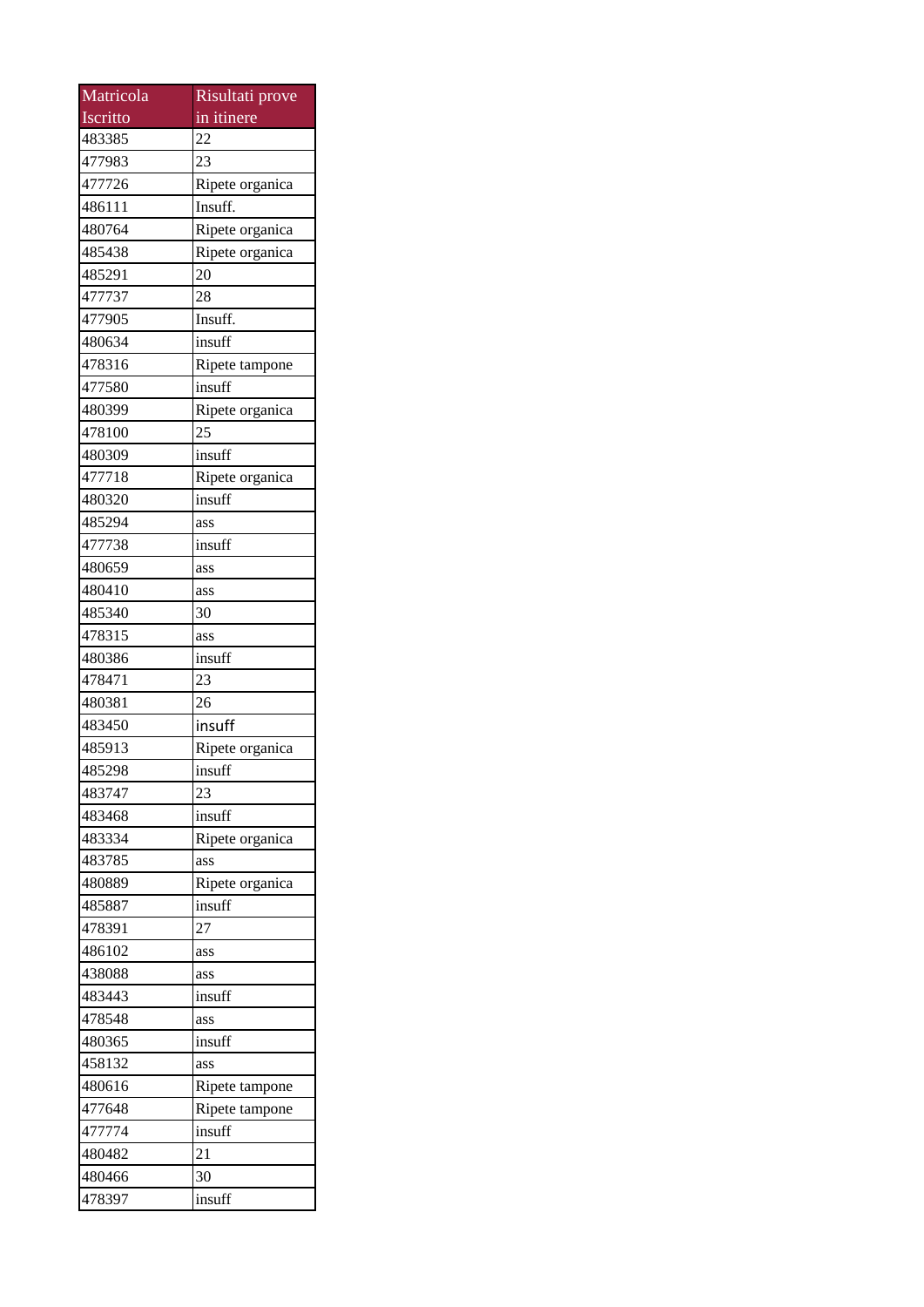| Matricola Iscritto | Risultati prove in itinere |
|---|---|
| 483385 | 22 |
| 477983 | 23 |
| 477726 | Ripete organica |
| 486111 | Insuff. |
| 480764 | Ripete organica |
| 485438 | Ripete organica |
| 485291 | 20 |
| 477737 | 28 |
| 477905 | Insuff. |
| 480634 | insuff |
| 478316 | Ripete tampone |
| 477580 | insuff |
| 480399 | Ripete organica |
| 478100 | 25 |
| 480309 | insuff |
| 477718 | Ripete organica |
| 480320 | insuff |
| 485294 | ass |
| 477738 | insuff |
| 480659 | ass |
| 480410 | ass |
| 485340 | 30 |
| 478315 | ass |
| 480386 | insuff |
| 478471 | 23 |
| 480381 | 26 |
| 483450 | insuff |
| 485913 | Ripete organica |
| 485298 | insuff |
| 483747 | 23 |
| 483468 | insuff |
| 483334 | Ripete organica |
| 483785 | ass |
| 480889 | Ripete organica |
| 485887 | insuff |
| 478391 | 27 |
| 486102 | ass |
| 438088 | ass |
| 483443 | insuff |
| 478548 | ass |
| 480365 | insuff |
| 458132 | ass |
| 480616 | Ripete tampone |
| 477648 | Ripete tampone |
| 477774 | insuff |
| 480482 | 21 |
| 480466 | 30 |
| 478397 | insuff |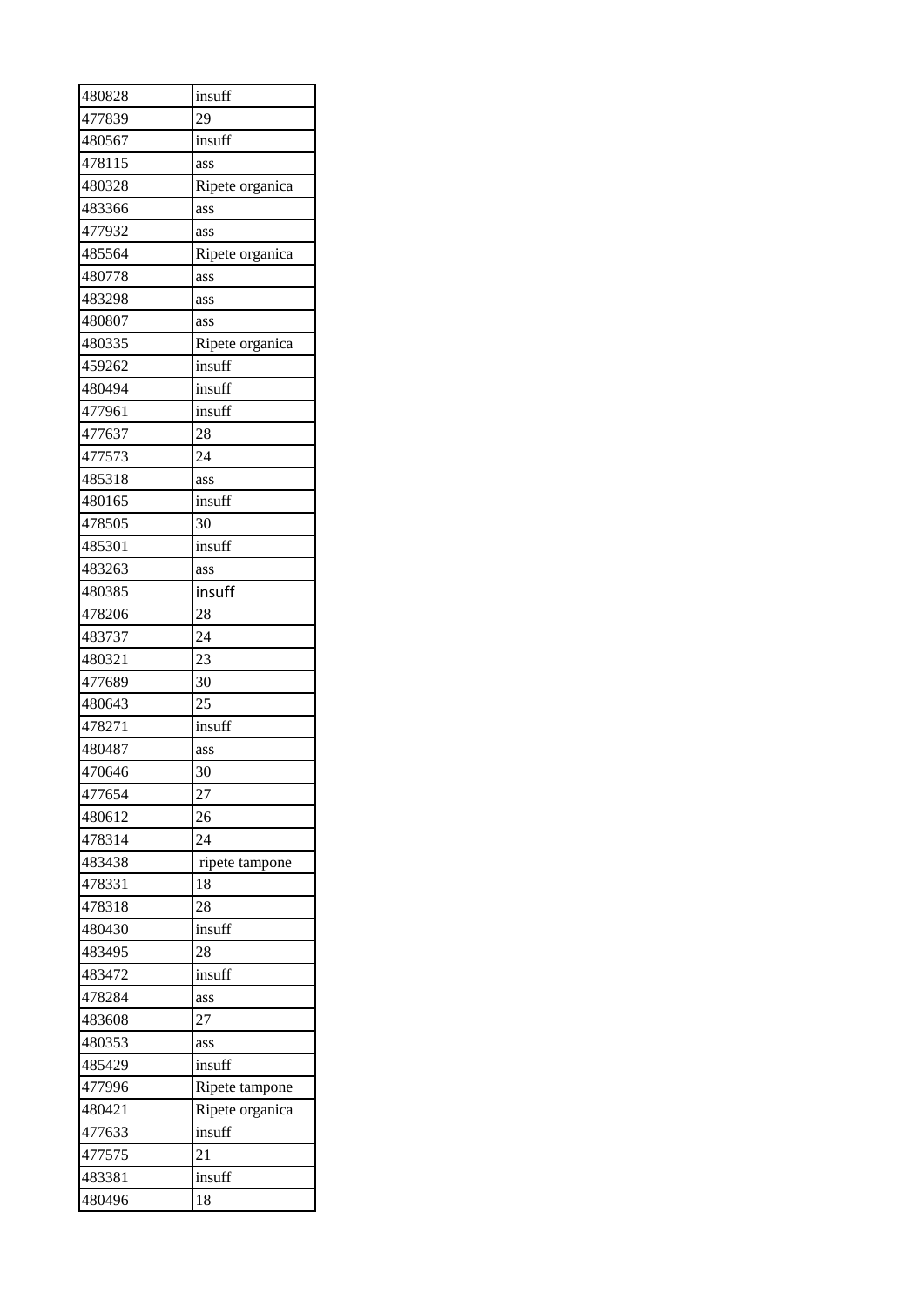| | |
|---|---|
| 480828 | insuff |
| 477839 | 29 |
| 480567 | insuff |
| 478115 | ass |
| 480328 | Ripete organica |
| 483366 | ass |
| 477932 | ass |
| 485564 | Ripete organica |
| 480778 | ass |
| 483298 | ass |
| 480807 | ass |
| 480335 | Ripete organica |
| 459262 | insuff |
| 480494 | insuff |
| 477961 | insuff |
| 477637 | 28 |
| 477573 | 24 |
| 485318 | ass |
| 480165 | insuff |
| 478505 | 30 |
| 485301 | insuff |
| 483263 | ass |
| 480385 | insuff |
| 478206 | 28 |
| 483737 | 24 |
| 480321 | 23 |
| 477689 | 30 |
| 480643 | 25 |
| 478271 | insuff |
| 480487 | ass |
| 470646 | 30 |
| 477654 | 27 |
| 480612 | 26 |
| 478314 | 24 |
| 483438 | ripete tampone |
| 478331 | 18 |
| 478318 | 28 |
| 480430 | insuff |
| 483495 | 28 |
| 483472 | insuff |
| 478284 | ass |
| 483608 | 27 |
| 480353 | ass |
| 485429 | insuff |
| 477996 | Ripete tampone |
| 480421 | Ripete organica |
| 477633 | insuff |
| 477575 | 21 |
| 483381 | insuff |
| 480496 | 18 |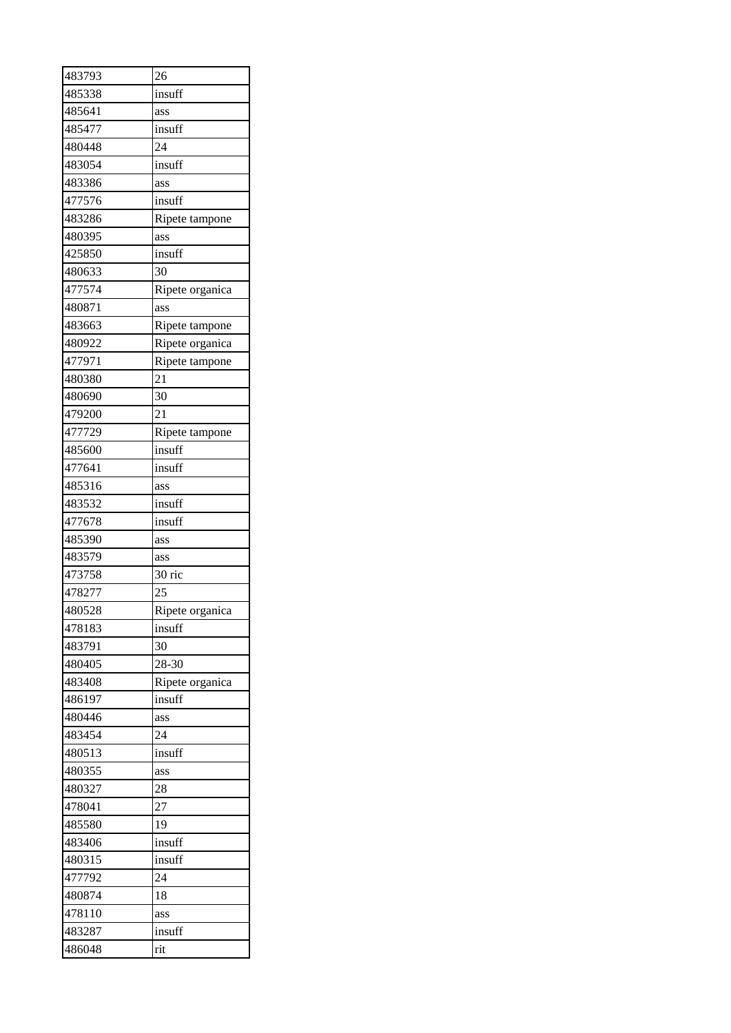| 483793 | 26 |
|---|---|
| 485338 | insuff |
| 485641 | ass |
| 485477 | insuff |
| 480448 | 24 |
| 483054 | insuff |
| 483386 | ass |
| 477576 | insuff |
| 483286 | Ripete tampone |
| 480395 | ass |
| 425850 | insuff |
| 480633 | 30 |
| 477574 | Ripete organica |
| 480871 | ass |
| 483663 | Ripete tampone |
| 480922 | Ripete organica |
| 477971 | Ripete tampone |
| 480380 | 21 |
| 480690 | 30 |
| 479200 | 21 |
| 477729 | Ripete tampone |
| 485600 | insuff |
| 477641 | insuff |
| 485316 | ass |
| 483532 | insuff |
| 477678 | insuff |
| 485390 | ass |
| 483579 | ass |
| 473758 | 30 ric |
| 478277 | 25 |
| 480528 | Ripete organica |
| 478183 | insuff |
| 483791 | 30 |
| 480405 | 28-30 |
| 483408 | Ripete organica |
| 486197 | insuff |
| 480446 | ass |
| 483454 | 24 |
| 480513 | insuff |
| 480355 | ass |
| 480327 | 28 |
| 478041 | 27 |
| 485580 | 19 |
| 483406 | insuff |
| 480315 | insuff |
| 477792 | 24 |
| 480874 | 18 |
| 478110 | ass |
| 483287 | insuff |
| 486048 | rit |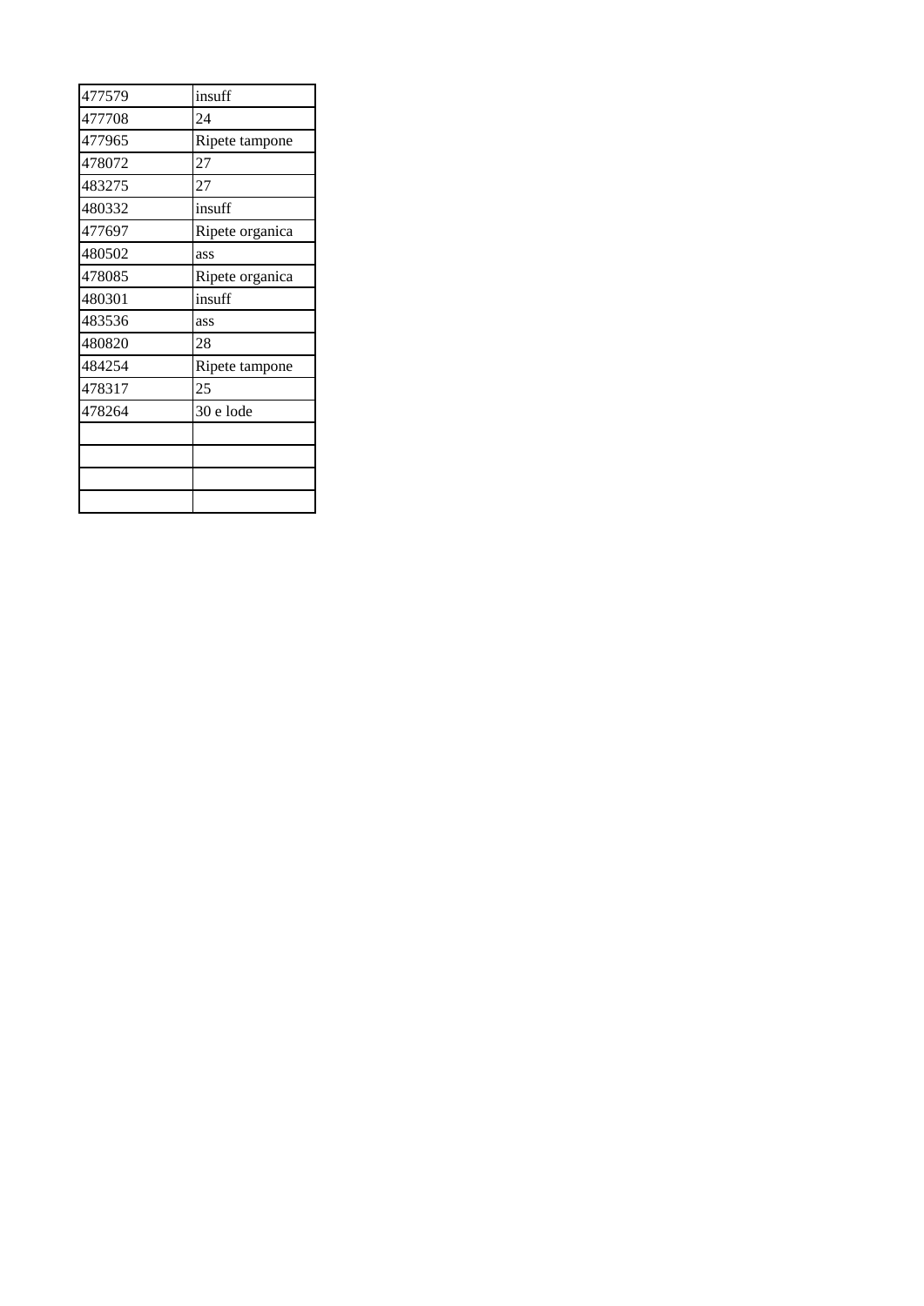| | |
|---|---|
| 477579 | insuff |
| 477708 | 24 |
| 477965 | Ripete tampone |
| 478072 | 27 |
| 483275 | 27 |
| 480332 | insuff |
| 477697 | Ripete organica |
| 480502 | ass |
| 478085 | Ripete organica |
| 480301 | insuff |
| 483536 | ass |
| 480820 | 28 |
| 484254 | Ripete tampone |
| 478317 | 25 |
| 478264 | 30 e lode |
| | |
| | |
| | |
| | |